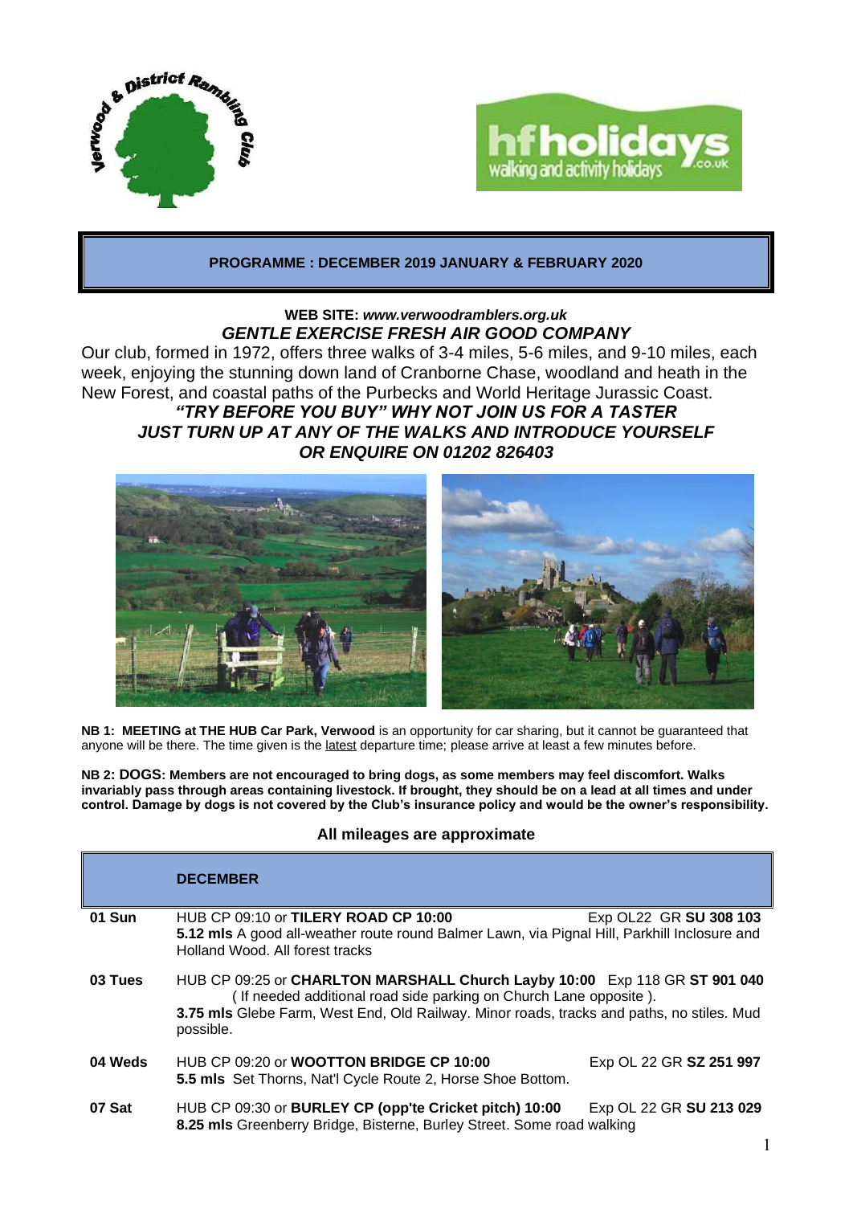## PROGRAMME : DECEMBER 2019 JANUARY & FEBRUARY 2020

**WEB SITE:** ***www.verwoodramblers.org.uk***

***GENTLE EXERCISE FRESH AIR GOOD COMPANY***

Our club, formed in 1972, offers three walks of 3-4 miles, 5-6 miles, and 9-10 miles, each week, enjoying the stunning down land of Cranborne Chase, woodland and heath in the New Forest, and coastal paths of the Purbecks and World Heritage Jurassic Coast.

***"TRY BEFORE YOU BUY" WHY NOT JOIN US FOR A TASTER***

***JUST TURN UP AT ANY OF THE WALKS AND INTRODUCE YOURSELF***

***OR ENQUIRE ON 01202 826403***

**NB 1: MEETING at THE HUB Car Park, Verwood** is an opportunity for car sharing, but it cannot be guaranteed that anyone will be there. The time given is the latest departure time; please arrive at least a few minutes before.

**NB 2: DOGS: Members are not encouraged to bring dogs, as some members may feel discomfort. Walks invariably pass through areas containing livestock. If brought, they should be on a lead at all times and under control. Damage by dogs is not covered by the Club's insurance policy and would be the owner's responsibility.**

**All mileages are approximate**

| | **DECEMBER** |
|---|---|
| **01 Sun** | HUB CP 09:10 or **TILERY ROAD CP 10:00** Exp OL22 GR **SU 308 103**<br>**5.12 mls** A good all-weather route round Balmer Lawn, via Pignal Hill, Parkhill Inclosure and Holland Wood. All forest tracks |
| **03 Tues** | HUB CP 09:25 or **CHARLTON MARSHALL Church Layby 10:00** Exp 118 GR **ST 901 040**<br>( If needed additional road side parking on Church Lane opposite ).<br>**3.75 mls** Glebe Farm, West End, Old Railway. Minor roads, tracks and paths, no stiles. Mud possible. |
| **04 Weds** | HUB CP 09:20 or **WOOTTON BRIDGE CP 10:00** Exp OL 22 GR **SZ 251 997**<br>**5.5 mls** Set Thorns, Nat'l Cycle Route 2, Horse Shoe Bottom. |
| **07 Sat** | HUB CP 09:30 or **BURLEY CP (opp'te Cricket pitch) 10:00** Exp OL 22 GR **SU 213 029**<br>**8.25 mls** Greenberry Bridge, Bisterne, Burley Street. Some road walking |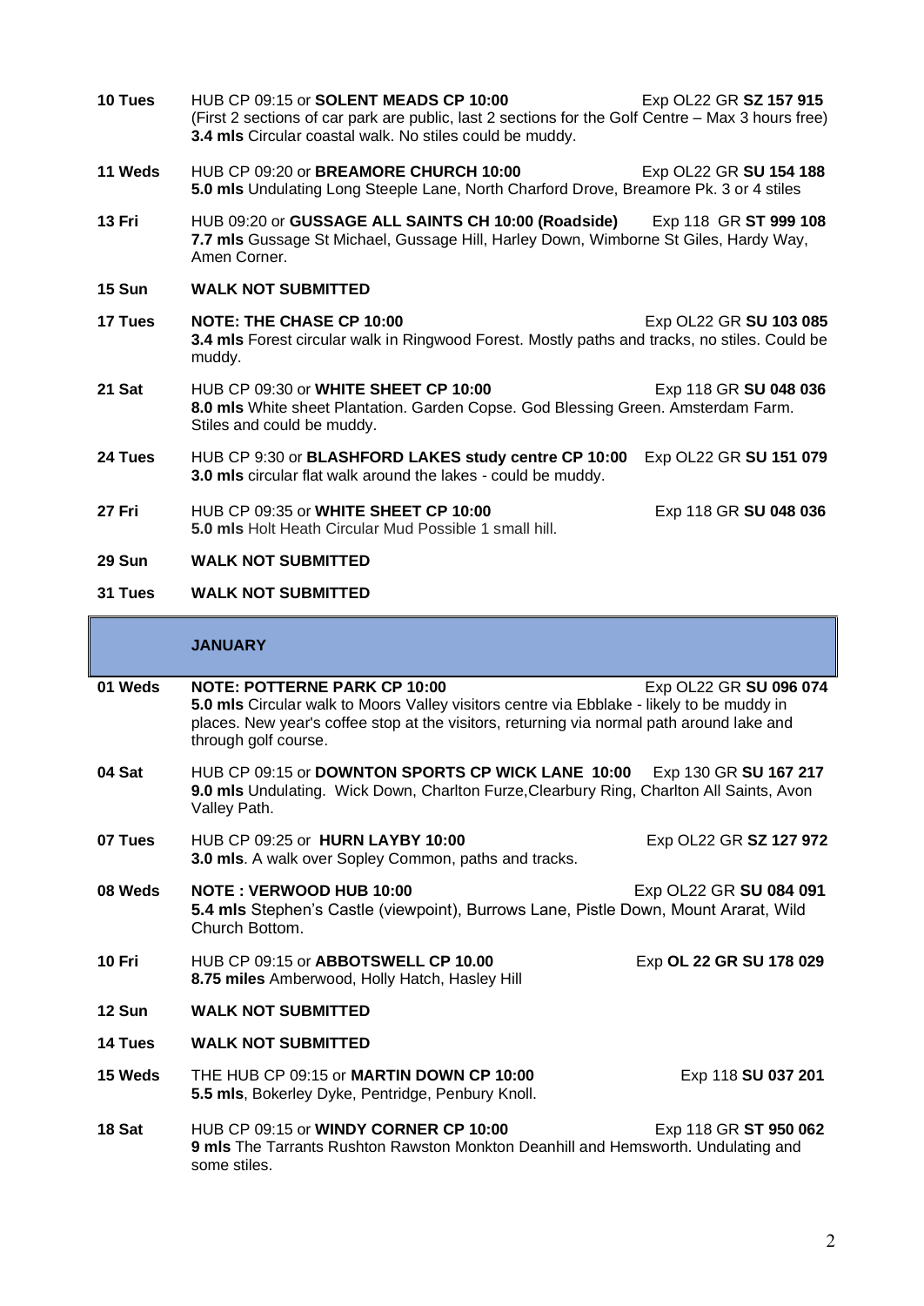**10 Tues** HUB CP 09:15 or **SOLENT MEADS CP 10:00** Exp OL22 GR **SZ 157 915**
(First 2 sections of car park are public, last 2 sections for the Golf Centre – Max 3 hours free)
**3.4 mls** Circular coastal walk. No stiles could be muddy.

**11 Weds** HUB CP 09:20 or **BREAMORE CHURCH 10:00** Exp OL22 GR **SU 154 188**
**5.0 mls** Undulating Long Steeple Lane, North Charford Drove, Breamore Pk. 3 or 4 stiles

**13 Fri** HUB 09:20 or **GUSSAGE ALL SAINTS CH 10:00 (Roadside)** Exp 118 GR **ST 999 108**
**7.7 mls** Gussage St Michael, Gussage Hill, Harley Down, Wimborne St Giles, Hardy Way, Amen Corner.

**15 Sun** **WALK NOT SUBMITTED**

**17 Tues** **NOTE: THE CHASE CP 10:00** Exp OL22 GR **SU 103 085**
**3.4 mls** Forest circular walk in Ringwood Forest. Mostly paths and tracks, no stiles. Could be muddy.

**21 Sat** HUB CP 09:30 or **WHITE SHEET CP 10:00** Exp 118 GR **SU 048 036**
**8.0 mls** White sheet Plantation. Garden Copse. God Blessing Green. Amsterdam Farm. Stiles and could be muddy.

**24 Tues** HUB CP 9:30 or **BLASHFORD LAKES study centre CP 10:00** Exp OL22 GR **SU 151 079**
**3.0 mls** circular flat walk around the lakes - could be muddy.

**27 Fri** HUB CP 09:35 or **WHITE SHEET CP 10:00** Exp 118 GR **SU 048 036**
**5.0 mls** Holt Heath Circular Mud Possible 1 small hill.

**29 Sun** **WALK NOT SUBMITTED**

**31 Tues** **WALK NOT SUBMITTED**

## JANUARY

**01 Weds** **NOTE: POTTERNE PARK CP 10:00** Exp OL22 GR **SU 096 074**
**5.0 mls** Circular walk to Moors Valley visitors centre via Ebblake - likely to be muddy in places. New year's coffee stop at the visitors, returning via normal path around lake and through golf course.

**04 Sat** HUB CP 09:15 or **DOWNTON SPORTS CP WICK LANE 10:00** Exp 130 GR **SU 167 217**
**9.0 mls** Undulating. Wick Down, Charlton Furze,Clearbury Ring, Charlton All Saints, Avon Valley Path.

**07 Tues** HUB CP 09:25 or **HURN LAYBY 10:00** Exp OL22 GR **SZ 127 972**
**3.0 mls**. A walk over Sopley Common, paths and tracks.

**08 Weds** **NOTE : VERWOOD HUB 10:00** Exp OL22 GR **SU 084 091**
**5.4 mls** Stephen's Castle (viewpoint), Burrows Lane, Pistle Down, Mount Ararat, Wild Church Bottom.

**10 Fri** HUB CP 09:15 or **ABBOTSWELL CP 10.00** Exp **OL 22 GR SU 178 029**
**8.75 miles** Amberwood, Holly Hatch, Hasley Hill

**12 Sun** **WALK NOT SUBMITTED**

**14 Tues** **WALK NOT SUBMITTED**

**15 Weds** THE HUB CP 09:15 or **MARTIN DOWN CP 10:00** Exp 118 **SU 037 201**
**5.5 mls**, Bokerley Dyke, Pentridge, Penbury Knoll.

**18 Sat** HUB CP 09:15 or **WINDY CORNER CP 10:00** Exp 118 GR **ST 950 062**
**9 mls** The Tarrants Rushton Rawston Monkton Deanhill and Hemsworth. Undulating and some stiles.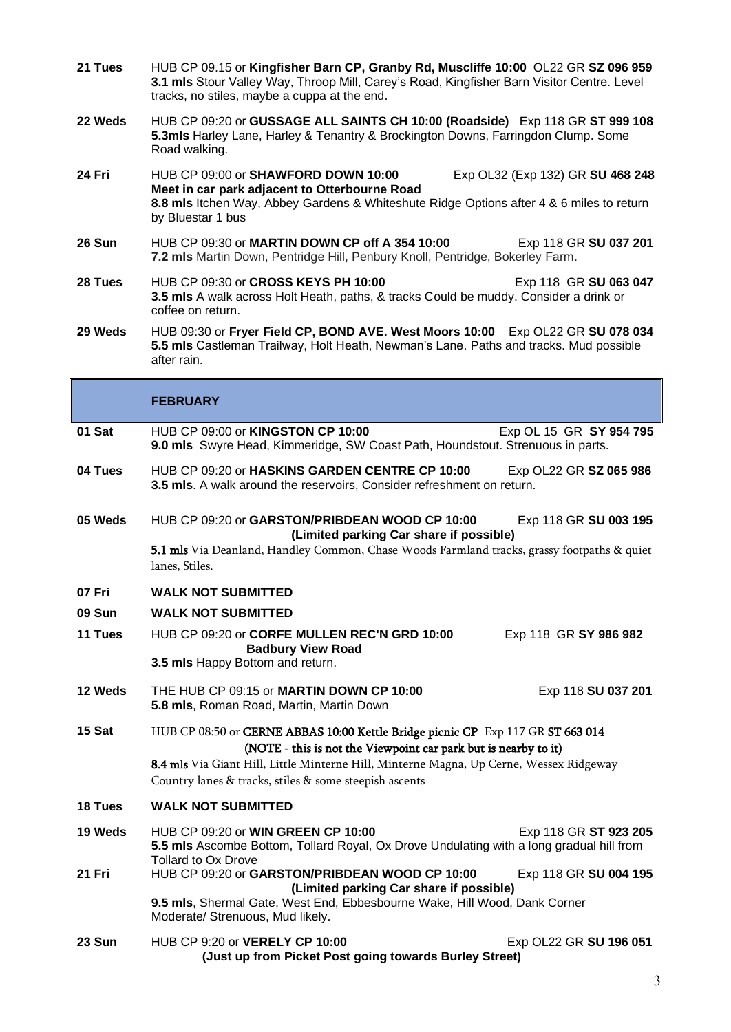**21 Tues** HUB CP 09.15 or **Kingfisher Barn CP, Granby Rd, Muscliffe 10:00** OL22 GR **SZ 096 959**
**3.1 mls** Stour Valley Way, Throop Mill, Carey's Road, Kingfisher Barn Visitor Centre. Level tracks, no stiles, maybe a cuppa at the end.

**22 Weds** HUB CP 09:20 or **GUSSAGE ALL SAINTS CH 10:00 (Roadside)** Exp 118 GR **ST 999 108**
**5.3mls** Harley Lane, Harley & Tenantry & Brockington Downs, Farringdon Clump. Some Road walking.

**24 Fri** HUB CP 09:00 or **SHAWFORD DOWN 10:00** Exp OL32 (Exp 132) GR **SU 468 248**
**Meet in car park adjacent to Otterbourne Road**
**8.8 mls** Itchen Way, Abbey Gardens & Whiteshute Ridge Options after 4 & 6 miles to return by Bluestar 1 bus

**26 Sun** HUB CP 09:30 or **MARTIN DOWN CP off A 354 10:00** Exp 118 GR **SU 037 201**
**7.2 mls** Martin Down, Pentridge Hill, Penbury Knoll, Pentridge, Bokerley Farm.

**28 Tues** HUB CP 09:30 or **CROSS KEYS PH 10:00** Exp 118 GR **SU 063 047**
**3.5 mls** A walk across Holt Heath, paths, & tracks Could be muddy. Consider a drink or coffee on return.

**29 Weds** HUB 09:30 or **Fryer Field CP, BOND AVE. West Moors 10:00** Exp OL22 GR **SU 078 034**
**5.5 mls** Castleman Trailway, Holt Heath, Newman's Lane. Paths and tracks. Mud possible after rain.

## FEBRUARY

**01 Sat** HUB CP 09:00 or **KINGSTON CP 10:00** Exp OL 15 GR **SY 954 795**
**9.0 mls** Swyre Head, Kimmeridge, SW Coast Path, Houndstout. Strenuous in parts.

**04 Tues** HUB CP 09:20 or **HASKINS GARDEN CENTRE CP 10:00** Exp OL22 GR **SZ 065 986**
**3.5 mls**. A walk around the reservoirs, Consider refreshment on return.

**05 Weds** HUB CP 09:20 or **GARSTON/PRIBDEAN WOOD CP 10:00** Exp 118 GR **SU 003 195**
**(Limited parking Car share if possible)**
**5.1 mls** Via Deanland, Handley Common, Chase Woods Farmland tracks, grassy footpaths & quiet lanes, Stiles.

**07 Fri** **WALK NOT SUBMITTED**

**09 Sun** **WALK NOT SUBMITTED**

**11 Tues** HUB CP 09:20 or **CORFE MULLEN REC'N GRD 10:00** Exp 118 GR **SY 986 982**
**Badbury View Road**
**3.5 mls** Happy Bottom and return.

**12 Weds** THE HUB CP 09:15 or **MARTIN DOWN CP 10:00** Exp 118 **SU 037 201**
**5.8 mls**, Roman Road, Martin, Martin Down

**15 Sat** HUB CP 08:50 or **CERNE ABBAS 10:00 Kettle Bridge picnic CP** Exp 117 GR **ST 663 014**
(NOTE - this is not the Viewpoint car park but is nearby to it)
**8.4 mls** Via Giant Hill, Little Minterne Hill, Minterne Magna, Up Cerne, Wessex Ridgeway Country lanes & tracks, stiles & some steepish ascents

**18 Tues** **WALK NOT SUBMITTED**

**19 Weds** HUB CP 09:20 or **WIN GREEN CP 10:00** Exp 118 GR **ST 923 205**
**5.5 mls** Ascombe Bottom, Tollard Royal, Ox Drove Undulating with a long gradual hill from Tollard to Ox Drove

**21 Fri** HUB CP 09:20 or **GARSTON/PRIBDEAN WOOD CP 10:00** Exp 118 GR **SU 004 195**
**(Limited parking Car share if possible)**
**9.5 mls**, Shermal Gate, West End, Ebbesbourne Wake, Hill Wood, Dank Corner Moderate/ Strenuous, Mud likely.

**23 Sun** HUB CP 9:20 or **VERELY CP 10:00** Exp OL22 GR **SU 196 051**
**(Just up from Picket Post going towards Burley Street)**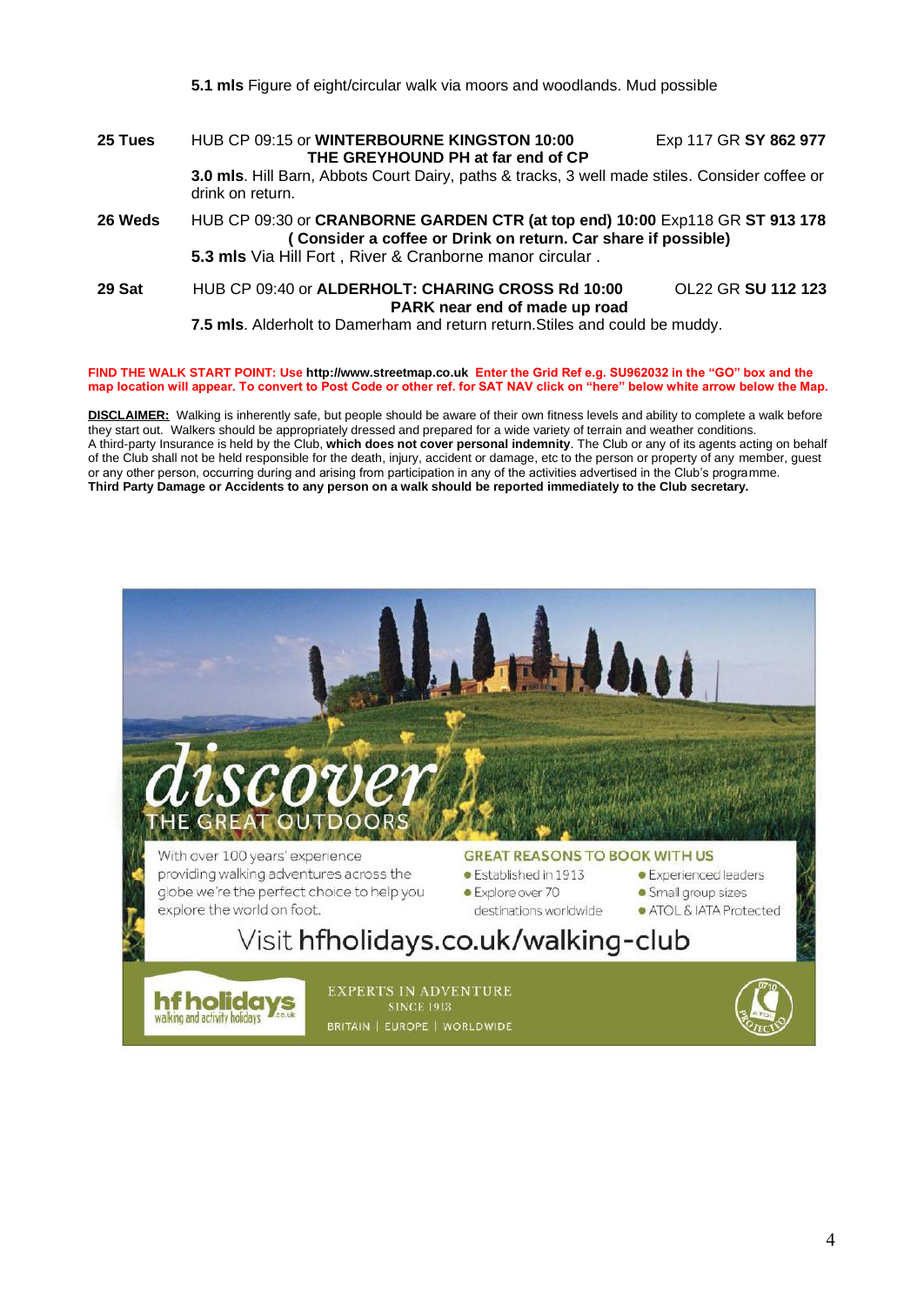**5.1 mls** Figure of eight/circular walk via moors and woodlands. Mud possible

| | | |
|---|---|---|
| **25 Tues** | HUB CP 09:15 or **WINTERBOURNE KINGSTON 10:00** **THE GREYHOUND PH at far end of CP** **3.0 mls**. Hill Barn, Abbots Court Dairy, paths & tracks, 3 well made stiles. Consider coffee or drink on return. | Exp 117 GR **SY 862 977** |
| **26 Weds** | HUB CP 09:30 or **CRANBORNE GARDEN CTR (at top end) 10:00** **( Consider a coffee or Drink on return. Car share if possible)** **5.3 mls** Via Hill Fort , River & Cranborne manor circular . | Exp118 GR **ST 913 178** |
| **29 Sat** | HUB CP 09:40 or **ALDERHOLT: CHARING CROSS Rd 10:00** **PARK near end of made up road** **7.5 mls**. Alderholt to Damerham and return return.Stiles and could be muddy. | OL22 GR **SU 112 123** |

**FIND THE WALK START POINT: Use http://www.streetmap.co.uk Enter the Grid Ref e.g. SU962032 in the "GO" box and the map location will appear. To convert to Post Code or other ref. for SAT NAV click on "here" below white arrow below the Map.**

**DISCLAIMER:** Walking is inherently safe, but people should be aware of their own fitness levels and ability to complete a walk before they start out. Walkers should be appropriately dressed and prepared for a wide variety of terrain and weather conditions.
A third-party Insurance is held by the Club, **which does not cover personal indemnity**. The Club or any of its agents acting on behalf of the Club shall not be held responsible for the death, injury, accident or damage, etc to the person or property of any member, guest or any other person, occurring during and arising from participation in any of the activities advertised in the Club's programme.
**Third Party Damage or Accidents to any person on a walk should be reported immediately to the Club secretary.**

*discover*
THE GREAT OUTDOORS

With over 100 years' experience providing walking adventures across the globe we're the perfect choice to help you explore the world on foot.

GREAT REASONS TO BOOK WITH US
- Established in 1913
- Explore over 70 destinations worldwide
- Experienced leaders
- Small group sizes
- ATOL & IATA Protected

Visit **hfholidays.co.uk/walking-club**

hf holidays — walking and activity holidays

EXPERTS IN ADVENTURE SINCE 1913
BRITAIN | EUROPE | WORLDWIDE